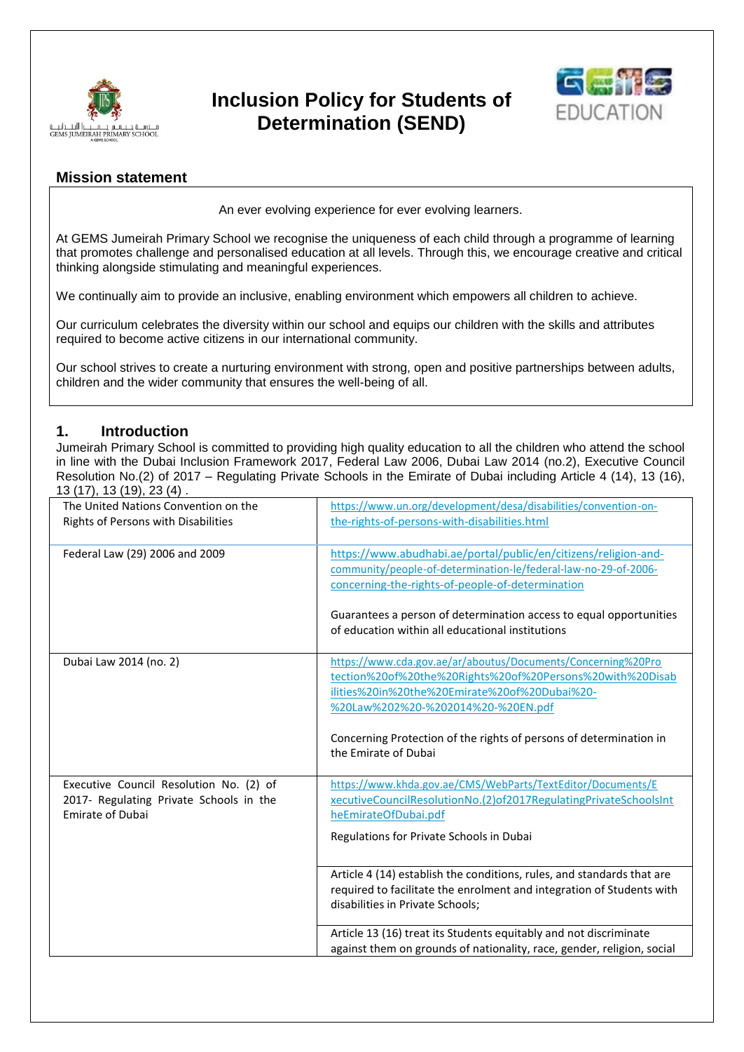# Inclusion Policy for Students of Determination (SEND)

## Mission statement

An ever evolving experience for ever evolving learners.

At GEMS Jumeirah Primary School we recognise the uniqueness of each child through a programme of learning that promotes challenge and personalised education at all levels. Through this, we encourage creative and critical thinking alongside stimulating and meaningful experiences.

We continually aim to provide an inclusive, enabling environment which empowers all children to achieve.

Our curriculum celebrates the diversity within our school and equips our children with the skills and attributes required to become active citizens in our international community.

Our school strives to create a nurturing environment with strong, open and positive partnerships between adults, children and the wider community that ensures the well-being of all.

## 1. Introduction

Jumeirah Primary School is committed to providing high quality education to all the children who attend the school in line with the Dubai Inclusion Framework 2017, Federal Law 2006, Dubai Law 2014 (no.2), Executive Council Resolution No.(2) of 2017 – Regulating Private Schools in the Emirate of Dubai including Article 4 (14), 13 (16), 13 (17), 13 (19), 23 (4) .

| | |
|---|---|
| The United Nations Convention on the Rights of Persons with Disabilities | https://www.un.org/development/desa/disabilities/convention-on-the-rights-of-persons-with-disabilities.html |
| Federal Law (29) 2006 and 2009 | https://www.abudhabi.ae/portal/public/en/citizens/religion-and-community/people-of-determination-le/federal-law-no-29-of-2006-concerning-the-rights-of-people-of-determination<br><br>Guarantees a person of determination access to equal opportunities of education within all educational institutions |
| Dubai Law 2014 (no. 2) | https://www.cda.gov.ae/ar/aboutus/Documents/Concerning%20Protection%20of%20the%20Rights%20of%20Persons%20with%20Disabilities%20in%20the%20Emirate%20of%20Dubai%20-%20Law%202%20-%202014%20-%20EN.pdf<br><br>Concerning Protection of the rights of persons of determination in the Emirate of Dubai |
| Executive Council Resolution No. (2) of 2017- Regulating Private Schools in the Emirate of Dubai | https://www.khda.gov.ae/CMS/WebParts/TextEditor/Documents/ExecutiveCouncilResolutionNo.(2)of2017RegulatingPrivateSchoolsInTheEmirateOfDubai.pdf<br><br>Regulations for Private Schools in Dubai |
| | Article 4 (14) establish the conditions, rules, and standards that are required to facilitate the enrolment and integration of Students with disabilities in Private Schools; |
| | Article 13 (16) treat its Students equitably and not discriminate against them on grounds of nationality, race, gender, religion, social |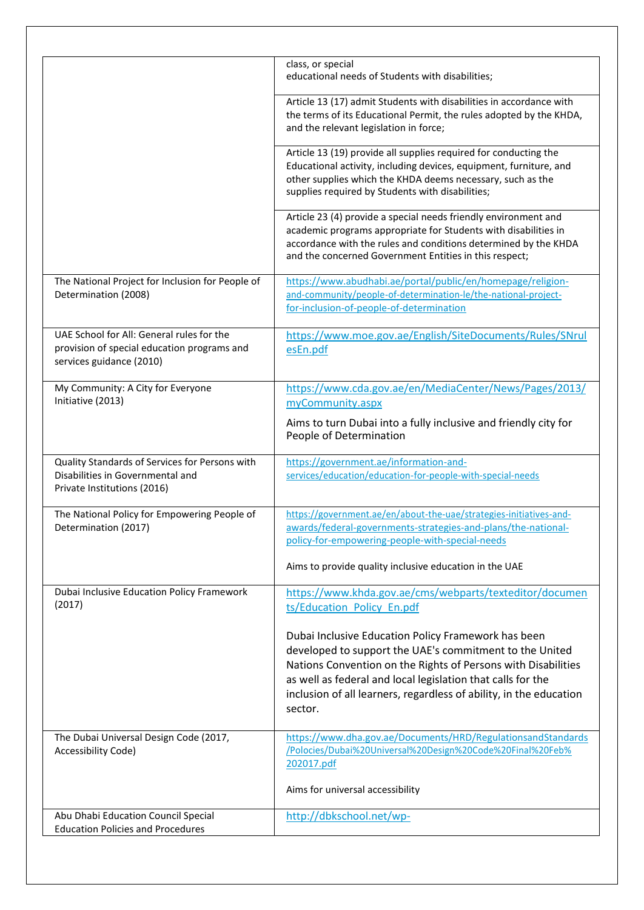| | |
|---|---|
| | class, or special educational needs of Students with disabilities; |
| | Article 13 (17) admit Students with disabilities in accordance with the terms of its Educational Permit, the rules adopted by the KHDA, and the relevant legislation in force; |
| | Article 13 (19) provide all supplies required for conducting the Educational activity, including devices, equipment, furniture, and other supplies which the KHDA deems necessary, such as the supplies required by Students with disabilities; |
| | Article 23 (4) provide a special needs friendly environment and academic programs appropriate for Students with disabilities in accordance with the rules and conditions determined by the KHDA and the concerned Government Entities in this respect; |
| The National Project for Inclusion for People of Determination (2008) | https://www.abudhabi.ae/portal/public/en/homepage/religion-and-community/people-of-determination-le/the-national-project-for-inclusion-of-people-of-determination |
| UAE School for All: General rules for the provision of special education programs and services guidance (2010) | https://www.moe.gov.ae/English/SiteDocuments/Rules/SNrulesEn.pdf |
| My Community: A City for Everyone Initiative (2013) | https://www.cda.gov.ae/en/MediaCenter/News/Pages/2013/myCommunity.aspx<br><br>Aims to turn Dubai into a fully inclusive and friendly city for People of Determination |
| Quality Standards of Services for Persons with Disabilities in Governmental and Private Institutions (2016) | https://government.ae/information-and-services/education/education-for-people-with-special-needs |
| The National Policy for Empowering People of Determination (2017) | https://government.ae/en/about-the-uae/strategies-initiatives-and-awards/federal-governments-strategies-and-plans/the-national-policy-for-empowering-people-with-special-needs<br><br>Aims to provide quality inclusive education in the UAE |
| Dubai Inclusive Education Policy Framework (2017) | https://www.khda.gov.ae/cms/webparts/texteditor/documents/Education_Policy_En.pdf<br><br>Dubai Inclusive Education Policy Framework has been developed to support the UAE's commitment to the United Nations Convention on the Rights of Persons with Disabilities as well as federal and local legislation that calls for the inclusion of all learners, regardless of ability, in the education sector. |
| The Dubai Universal Design Code (2017, Accessibility Code) | https://www.dha.gov.ae/Documents/HRD/RegulationsandStandards/Polocies/Dubai%20Universal%20Design%20Code%20Final%20Feb%202017.pdf<br><br>Aims for universal accessibility |
| Abu Dhabi Education Council Special Education Policies and Procedures | http://dbkschool.net/wp- |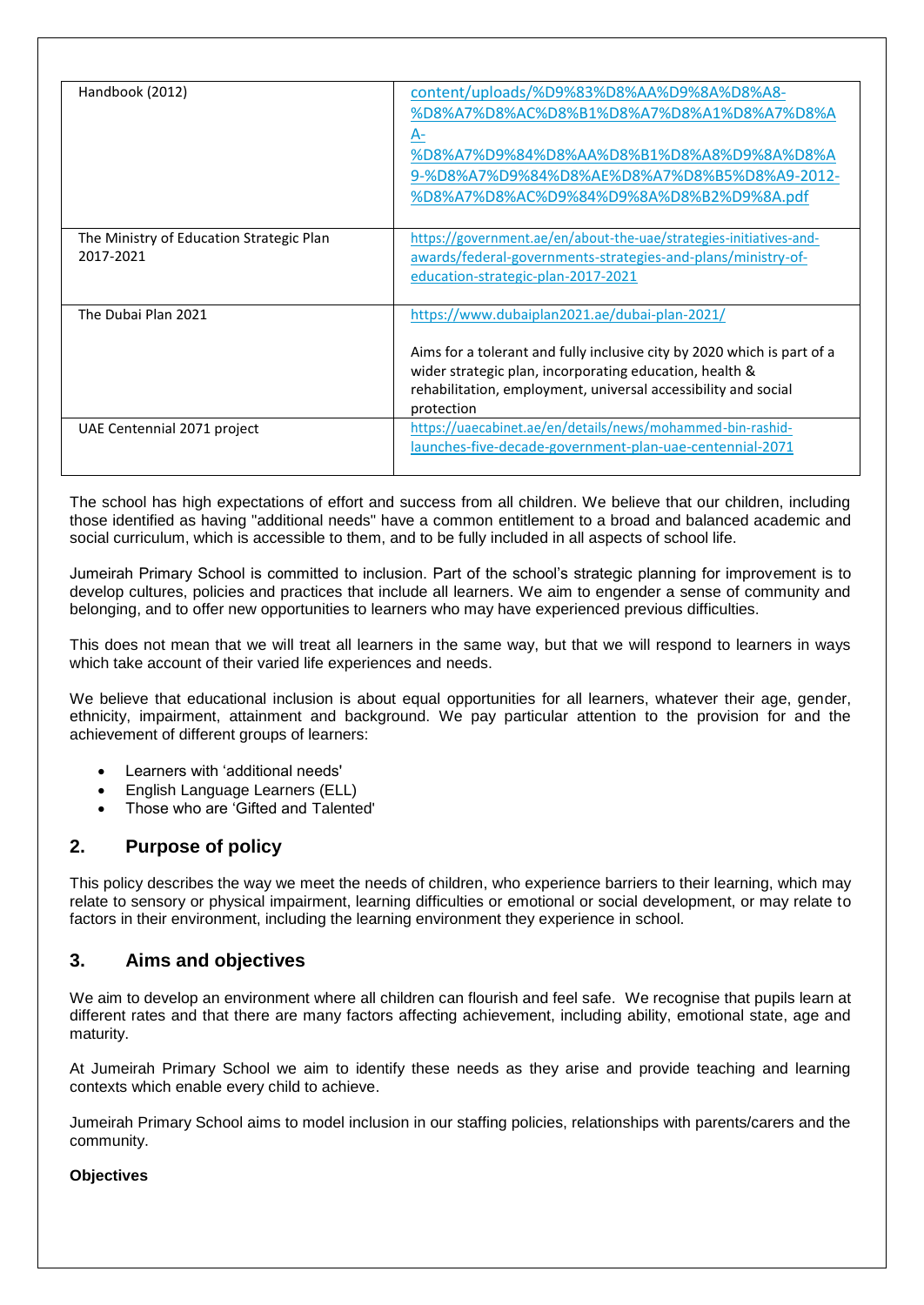| | |
|---|---|
| Handbook (2012) | content/uploads/%D9%83%D8%AA%D9%8A%D8%A8-%D8%A7%D8%AC%D8%B1%D8%A7%D8%A1%D8%A7%D8%AA-%D8%A7%D9%84%D8%AA%D8%B1%D8%A8%D9%8A%D8%A9-%D8%A7%D9%84%D8%AE%D8%A7%D8%B5%D8%A9-2012-%D8%A7%D8%AC%D9%84%D9%8A%D8%B2%D9%8A.pdf |
| The Ministry of Education Strategic Plan 2017-2021 | https://government.ae/en/about-the-uae/strategies-initiatives-and-awards/federal-governments-strategies-and-plans/ministry-of-education-strategic-plan-2017-2021 |
| The Dubai Plan 2021 | https://www.dubaiplan2021.ae/dubai-plan-2021/ <br><br> Aims for a tolerant and fully inclusive city by 2020 which is part of a wider strategic plan, incorporating education, health & rehabilitation, employment, universal accessibility and social protection |
| UAE Centennial 2071 project | https://uaecabinet.ae/en/details/news/mohammed-bin-rashid-launches-five-decade-government-plan-uae-centennial-2071 |

The school has high expectations of effort and success from all children. We believe that our children, including those identified as having "additional needs" have a common entitlement to a broad and balanced academic and social curriculum, which is accessible to them, and to be fully included in all aspects of school life.

Jumeirah Primary School is committed to inclusion. Part of the school's strategic planning for improvement is to develop cultures, policies and practices that include all learners. We aim to engender a sense of community and belonging, and to offer new opportunities to learners who may have experienced previous difficulties.

This does not mean that we will treat all learners in the same way, but that we will respond to learners in ways which take account of their varied life experiences and needs.

We believe that educational inclusion is about equal opportunities for all learners, whatever their age, gender, ethnicity, impairment, attainment and background. We pay particular attention to the provision for and the achievement of different groups of learners:

- Learners with 'additional needs'
- English Language Learners (ELL)
- Those who are 'Gifted and Talented'

## 2. Purpose of policy

This policy describes the way we meet the needs of children, who experience barriers to their learning, which may relate to sensory or physical impairment, learning difficulties or emotional or social development, or may relate to factors in their environment, including the learning environment they experience in school.

## 3. Aims and objectives

We aim to develop an environment where all children can flourish and feel safe. We recognise that pupils learn at different rates and that there are many factors affecting achievement, including ability, emotional state, age and maturity.

At Jumeirah Primary School we aim to identify these needs as they arise and provide teaching and learning contexts which enable every child to achieve.

Jumeirah Primary School aims to model inclusion in our staffing policies, relationships with parents/carers and the community.

**Objectives**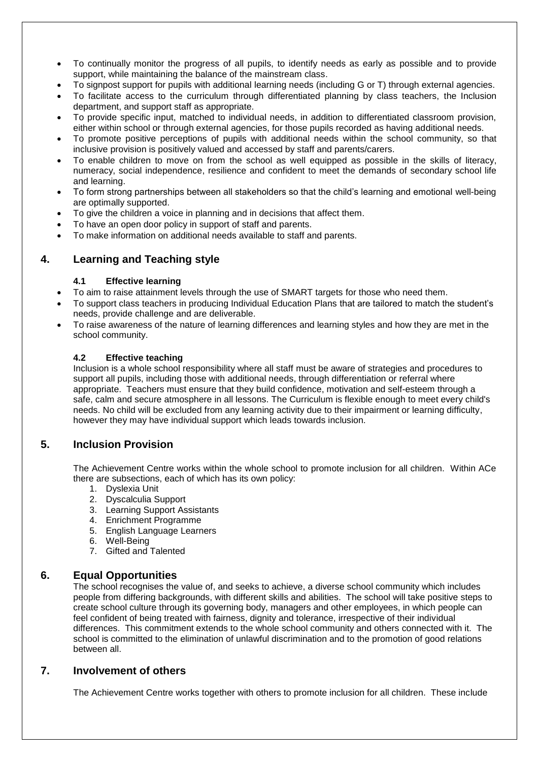- To continually monitor the progress of all pupils, to identify needs as early as possible and to provide support, while maintaining the balance of the mainstream class.
- To signpost support for pupils with additional learning needs (including G or T) through external agencies.
- To facilitate access to the curriculum through differentiated planning by class teachers, the Inclusion department, and support staff as appropriate.
- To provide specific input, matched to individual needs, in addition to differentiated classroom provision, either within school or through external agencies, for those pupils recorded as having additional needs.
- To promote positive perceptions of pupils with additional needs within the school community, so that inclusive provision is positively valued and accessed by staff and parents/carers.
- To enable children to move on from the school as well equipped as possible in the skills of literacy, numeracy, social independence, resilience and confident to meet the demands of secondary school life and learning.
- To form strong partnerships between all stakeholders so that the child's learning and emotional well-being are optimally supported.
- To give the children a voice in planning and in decisions that affect them.
- To have an open door policy in support of staff and parents.
- To make information on additional needs available to staff and parents.

## 4. Learning and Teaching style

### 4.1 Effective learning

- To aim to raise attainment levels through the use of SMART targets for those who need them.
- To support class teachers in producing Individual Education Plans that are tailored to match the student's needs, provide challenge and are deliverable.
- To raise awareness of the nature of learning differences and learning styles and how they are met in the school community.

### 4.2 Effective teaching

Inclusion is a whole school responsibility where all staff must be aware of strategies and procedures to support all pupils, including those with additional needs, through differentiation or referral where appropriate. Teachers must ensure that they build confidence, motivation and self-esteem through a safe, calm and secure atmosphere in all lessons. The Curriculum is flexible enough to meet every child's needs. No child will be excluded from any learning activity due to their impairment or learning difficulty, however they may have individual support which leads towards inclusion.

## 5. Inclusion Provision

The Achievement Centre works within the whole school to promote inclusion for all children. Within ACe there are subsections, each of which has its own policy:

1. Dyslexia Unit
2. Dyscalculia Support
3. Learning Support Assistants
4. Enrichment Programme
5. English Language Learners
6. Well-Being
7. Gifted and Talented

## 6. Equal Opportunities

The school recognises the value of, and seeks to achieve, a diverse school community which includes people from differing backgrounds, with different skills and abilities. The school will take positive steps to create school culture through its governing body, managers and other employees, in which people can feel confident of being treated with fairness, dignity and tolerance, irrespective of their individual differences. This commitment extends to the whole school community and others connected with it. The school is committed to the elimination of unlawful discrimination and to the promotion of good relations between all.

## 7. Involvement of others

The Achievement Centre works together with others to promote inclusion for all children. These include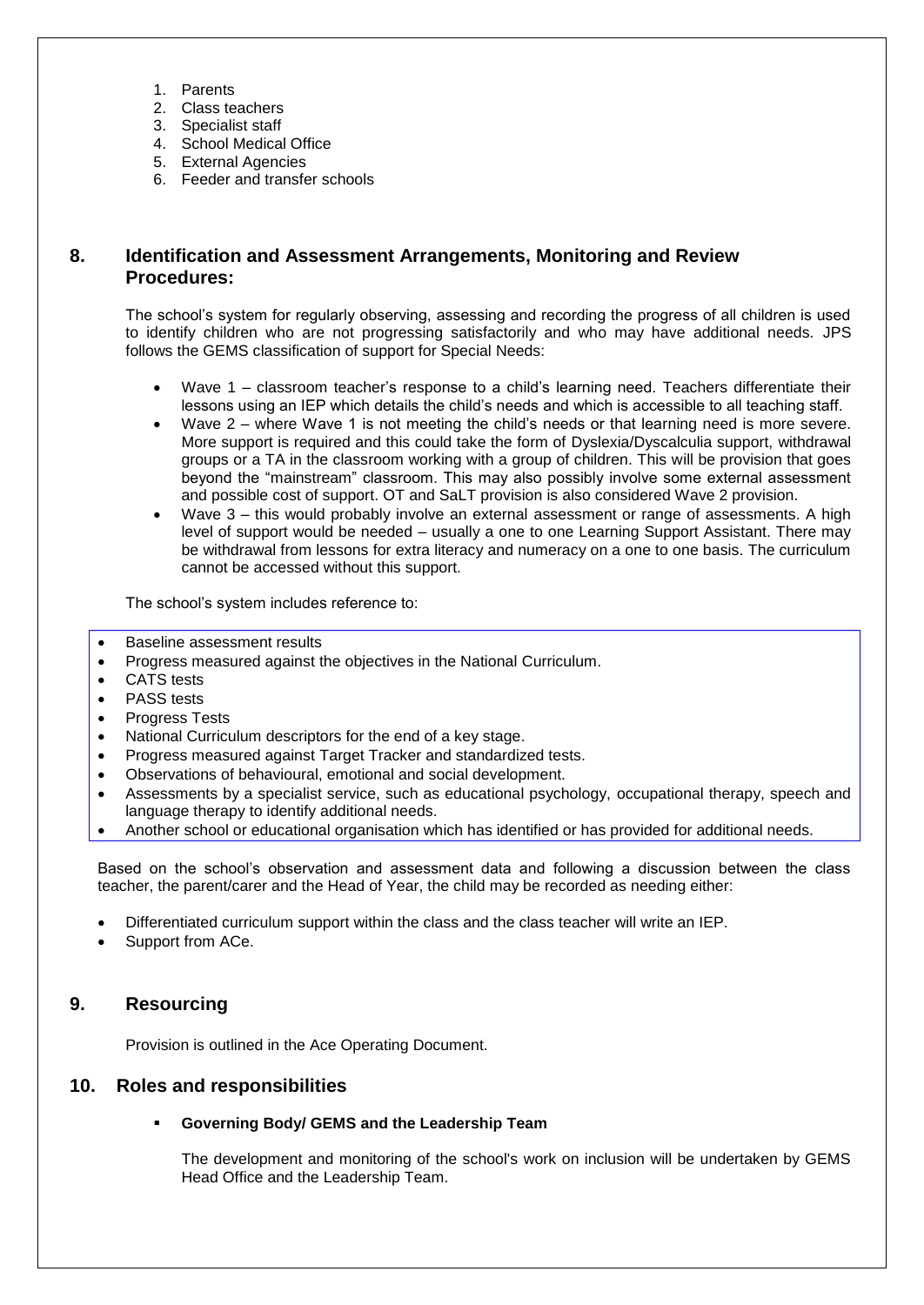1. Parents
2. Class teachers
3. Specialist staff
4. School Medical Office
5. External Agencies
6. Feeder and transfer schools

## 8. Identification and Assessment Arrangements, Monitoring and Review Procedures:

The school's system for regularly observing, assessing and recording the progress of all children is used to identify children who are not progressing satisfactorily and who may have additional needs. JPS follows the GEMS classification of support for Special Needs:

- Wave 1 – classroom teacher's response to a child's learning need. Teachers differentiate their lessons using an IEP which details the child's needs and which is accessible to all teaching staff.
- Wave 2 – where Wave 1 is not meeting the child's needs or that learning need is more severe. More support is required and this could take the form of Dyslexia/Dyscalculia support, withdrawal groups or a TA in the classroom working with a group of children. This will be provision that goes beyond the "mainstream" classroom. This may also possibly involve some external assessment and possible cost of support. OT and SaLT provision is also considered Wave 2 provision.
- Wave 3 – this would probably involve an external assessment or range of assessments. A high level of support would be needed – usually a one to one Learning Support Assistant. There may be withdrawal from lessons for extra literacy and numeracy on a one to one basis. The curriculum cannot be accessed without this support.

The school's system includes reference to:

- Baseline assessment results
- Progress measured against the objectives in the National Curriculum.
- CATS tests
- PASS tests
- Progress Tests
- National Curriculum descriptors for the end of a key stage.
- Progress measured against Target Tracker and standardized tests.
- Observations of behavioural, emotional and social development.
- Assessments by a specialist service, such as educational psychology, occupational therapy, speech and language therapy to identify additional needs.
- Another school or educational organisation which has identified or has provided for additional needs.

Based on the school's observation and assessment data and following a discussion between the class teacher, the parent/carer and the Head of Year, the child may be recorded as needing either:

- Differentiated curriculum support within the class and the class teacher will write an IEP.
- Support from ACe.

## 9. Resourcing

Provision is outlined in the Ace Operating Document.

## 10. Roles and responsibilities

- **Governing Body/ GEMS and the Leadership Team**

  The development and monitoring of the school's work on inclusion will be undertaken by GEMS Head Office and the Leadership Team.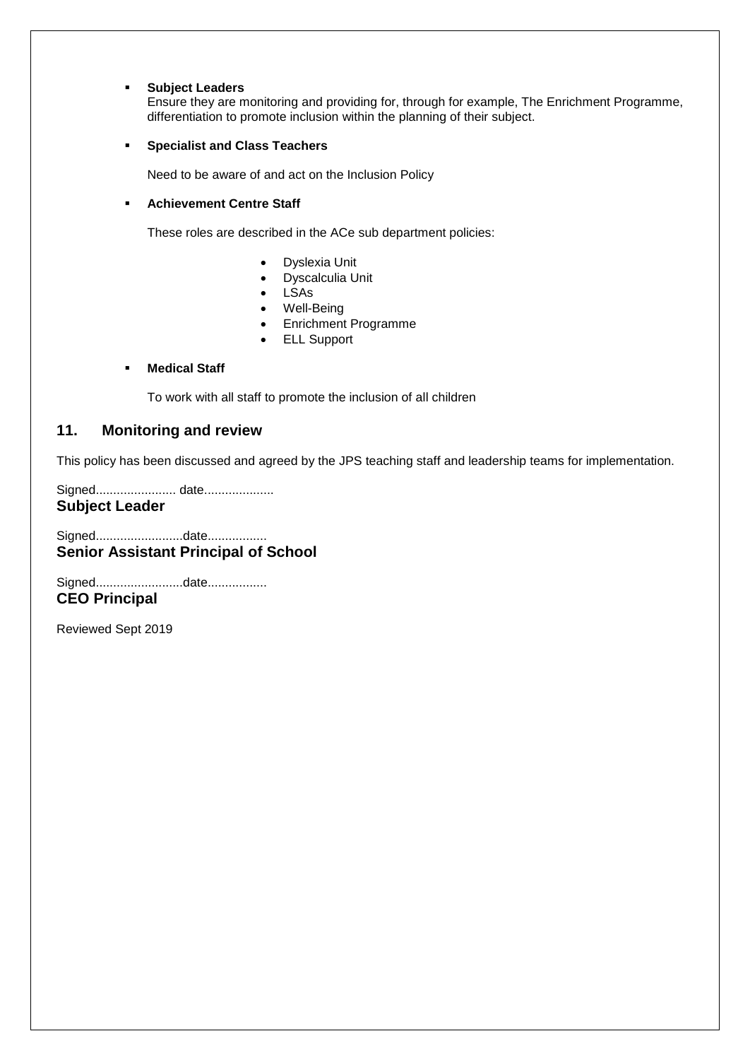- **Subject Leaders**

  Ensure they are monitoring and providing for, through for example, The Enrichment Programme, differentiation to promote inclusion within the planning of their subject.

- **Specialist and Class Teachers**

  Need to be aware of and act on the Inclusion Policy

- **Achievement Centre Staff**

  These roles are described in the ACe sub department policies:

  - Dyslexia Unit
  - Dyscalculia Unit
  - LSAs
  - Well-Being
  - Enrichment Programme
  - ELL Support

- **Medical Staff**

  To work with all staff to promote the inclusion of all children

## 11. Monitoring and review

This policy has been discussed and agreed by the JPS teaching staff and leadership teams for implementation.

Signed....................... date....................

**Subject Leader**

Signed.........................date.................

**Senior Assistant Principal of School**

Signed.........................date.................

**CEO Principal**

Reviewed Sept 2019